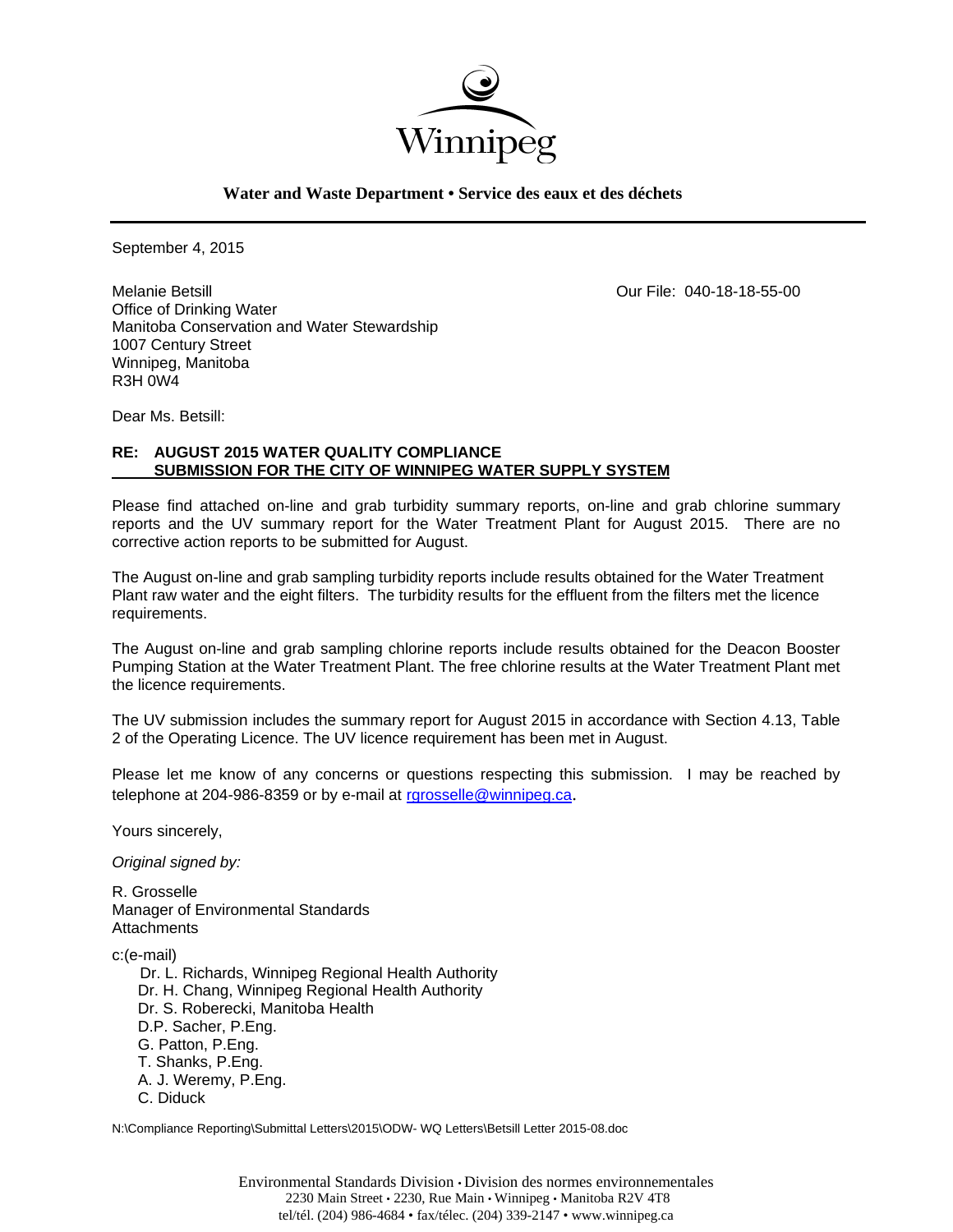Winnipeg

**Water and Waste Department • Service des eaux et des déchets**

September 4, 2015

Melanie Betsill
Office of Drinking Water
Manitoba Conservation and Water Stewardship
1007 Century Street
Winnipeg, Manitoba
R3H 0W4

Our File: 040-18-18-55-00

Dear Ms. Betsill:

**RE: AUGUST 2015 WATER QUALITY COMPLIANCE SUBMISSION FOR THE CITY OF WINNIPEG WATER SUPPLY SYSTEM**

Please find attached on-line and grab turbidity summary reports, on-line and grab chlorine summary reports and the UV summary report for the Water Treatment Plant for August 2015. There are no corrective action reports to be submitted for August.

The August on-line and grab sampling turbidity reports include results obtained for the Water Treatment Plant raw water and the eight filters. The turbidity results for the effluent from the filters met the licence requirements.

The August on-line and grab sampling chlorine reports include results obtained for the Deacon Booster Pumping Station at the Water Treatment Plant. The free chlorine results at the Water Treatment Plant met the licence requirements.

The UV submission includes the summary report for August 2015 in accordance with Section 4.13, Table 2 of the Operating Licence. The UV licence requirement has been met in August.

Please let me know of any concerns or questions respecting this submission. I may be reached by telephone at 204-986-8359 or by e-mail at rgrosselle@winnipeg.ca.

Yours sincerely,

*Original signed by:*

R. Grosselle
Manager of Environmental Standards
Attachments

c:(e-mail)
Dr. L. Richards, Winnipeg Regional Health Authority
Dr. H. Chang, Winnipeg Regional Health Authority
Dr. S. Roberecki, Manitoba Health
D.P. Sacher, P.Eng.
G. Patton, P.Eng.
T. Shanks, P.Eng.
A. J. Weremy, P.Eng.
C. Diduck

N:\Compliance Reporting\Submittal Letters\2015\ODW- WQ Letters\Betsill Letter 2015-08.doc

Environmental Standards Division • Division des normes environnementales
2230 Main Street • 2230, Rue Main • Winnipeg • Manitoba R2V 4T8
tel/tél. (204) 986-4684 • fax/télec. (204) 339-2147 • www.winnipeg.ca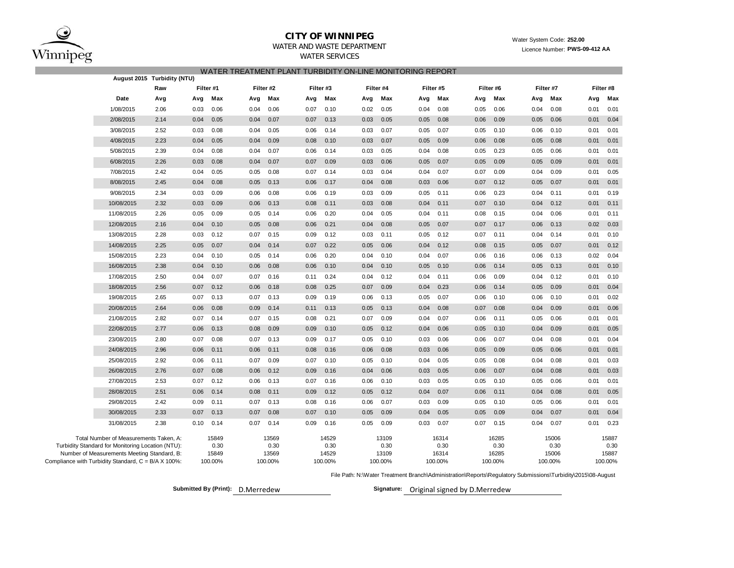**CITY OF WINNIPEG**

WATER AND WASTE DEPARTMENT

WATER SERVICES

Water System Code: **252.00**

Licence Number: **PWS-09-412 AA**

## WATER TREATMENT PLANT TURBIDITY ON-LINE MONITORING REPORT

**August 2015 Turbidity (NTU)**

| | Raw | Filter #1 | | Filter #2 | | Filter #3 | | Filter #4 | | Filter #5 | | Filter #6 | | Filter #7 | | Filter #8 | |
|---|---|---|---|---|---|---|---|---|---|---|---|---|---|---|---|---|---|
| **Date** | **Avg** | **Avg** | **Max** | **Avg** | **Max** | **Avg** | **Max** | **Avg** | **Max** | **Avg** | **Max** | **Avg** | **Max** | **Avg** | **Max** | **Avg** | **Max** |
| 1/08/2015 | 2.06 | 0.03 | 0.06 | 0.04 | 0.06 | 0.07 | 0.10 | 0.02 | 0.05 | 0.04 | 0.08 | 0.05 | 0.06 | 0.04 | 0.08 | 0.01 | 0.01 |
| 2/08/2015 | 2.14 | 0.04 | 0.05 | 0.04 | 0.07 | 0.07 | 0.13 | 0.03 | 0.05 | 0.05 | 0.08 | 0.06 | 0.09 | 0.05 | 0.06 | 0.01 | 0.04 |
| 3/08/2015 | 2.52 | 0.03 | 0.08 | 0.04 | 0.05 | 0.06 | 0.14 | 0.03 | 0.07 | 0.05 | 0.07 | 0.05 | 0.10 | 0.06 | 0.10 | 0.01 | 0.01 |
| 4/08/2015 | 2.23 | 0.04 | 0.05 | 0.04 | 0.09 | 0.08 | 0.10 | 0.03 | 0.07 | 0.05 | 0.09 | 0.06 | 0.08 | 0.05 | 0.08 | 0.01 | 0.01 |
| 5/08/2015 | 2.39 | 0.04 | 0.08 | 0.04 | 0.07 | 0.06 | 0.14 | 0.03 | 0.05 | 0.04 | 0.08 | 0.05 | 0.23 | 0.05 | 0.06 | 0.01 | 0.01 |
| 6/08/2015 | 2.26 | 0.03 | 0.08 | 0.04 | 0.07 | 0.07 | 0.09 | 0.03 | 0.06 | 0.05 | 0.07 | 0.05 | 0.09 | 0.05 | 0.09 | 0.01 | 0.01 |
| 7/08/2015 | 2.42 | 0.04 | 0.05 | 0.05 | 0.08 | 0.07 | 0.14 | 0.03 | 0.04 | 0.04 | 0.07 | 0.07 | 0.09 | 0.04 | 0.09 | 0.01 | 0.05 |
| 8/08/2015 | 2.45 | 0.04 | 0.08 | 0.05 | 0.13 | 0.06 | 0.17 | 0.04 | 0.08 | 0.03 | 0.06 | 0.07 | 0.12 | 0.05 | 0.07 | 0.01 | 0.01 |
| 9/08/2015 | 2.34 | 0.03 | 0.09 | 0.06 | 0.08 | 0.06 | 0.19 | 0.03 | 0.09 | 0.05 | 0.11 | 0.06 | 0.23 | 0.04 | 0.11 | 0.01 | 0.19 |
| 10/08/2015 | 2.32 | 0.03 | 0.09 | 0.06 | 0.13 | 0.08 | 0.11 | 0.03 | 0.08 | 0.04 | 0.11 | 0.07 | 0.10 | 0.04 | 0.12 | 0.01 | 0.11 |
| 11/08/2015 | 2.26 | 0.05 | 0.09 | 0.05 | 0.14 | 0.06 | 0.20 | 0.04 | 0.05 | 0.04 | 0.11 | 0.08 | 0.15 | 0.04 | 0.06 | 0.01 | 0.11 |
| 12/08/2015 | 2.16 | 0.04 | 0.10 | 0.05 | 0.08 | 0.06 | 0.21 | 0.04 | 0.08 | 0.05 | 0.07 | 0.07 | 0.17 | 0.06 | 0.13 | 0.02 | 0.03 |
| 13/08/2015 | 2.28 | 0.03 | 0.12 | 0.07 | 0.15 | 0.09 | 0.12 | 0.03 | 0.11 | 0.05 | 0.12 | 0.07 | 0.11 | 0.04 | 0.14 | 0.01 | 0.10 |
| 14/08/2015 | 2.25 | 0.05 | 0.07 | 0.04 | 0.14 | 0.07 | 0.22 | 0.05 | 0.06 | 0.04 | 0.12 | 0.08 | 0.15 | 0.05 | 0.07 | 0.01 | 0.12 |
| 15/08/2015 | 2.23 | 0.04 | 0.10 | 0.05 | 0.14 | 0.06 | 0.20 | 0.04 | 0.10 | 0.04 | 0.07 | 0.06 | 0.16 | 0.06 | 0.13 | 0.02 | 0.04 |
| 16/08/2015 | 2.38 | 0.04 | 0.10 | 0.06 | 0.08 | 0.06 | 0.10 | 0.04 | 0.10 | 0.05 | 0.10 | 0.06 | 0.14 | 0.05 | 0.13 | 0.01 | 0.10 |
| 17/08/2015 | 2.50 | 0.04 | 0.07 | 0.07 | 0.16 | 0.11 | 0.24 | 0.04 | 0.12 | 0.04 | 0.11 | 0.06 | 0.09 | 0.04 | 0.12 | 0.01 | 0.10 |
| 18/08/2015 | 2.56 | 0.07 | 0.12 | 0.06 | 0.18 | 0.08 | 0.25 | 0.07 | 0.09 | 0.04 | 0.23 | 0.06 | 0.14 | 0.05 | 0.09 | 0.01 | 0.04 |
| 19/08/2015 | 2.65 | 0.07 | 0.13 | 0.07 | 0.13 | 0.09 | 0.19 | 0.06 | 0.13 | 0.05 | 0.07 | 0.06 | 0.10 | 0.06 | 0.10 | 0.01 | 0.02 |
| 20/08/2015 | 2.64 | 0.06 | 0.08 | 0.09 | 0.14 | 0.11 | 0.13 | 0.05 | 0.13 | 0.04 | 0.08 | 0.07 | 0.08 | 0.04 | 0.09 | 0.01 | 0.06 |
| 21/08/2015 | 2.82 | 0.07 | 0.14 | 0.07 | 0.15 | 0.08 | 0.21 | 0.07 | 0.09 | 0.04 | 0.07 | 0.06 | 0.11 | 0.05 | 0.06 | 0.01 | 0.01 |
| 22/08/2015 | 2.77 | 0.06 | 0.13 | 0.08 | 0.09 | 0.09 | 0.10 | 0.05 | 0.12 | 0.04 | 0.06 | 0.05 | 0.10 | 0.04 | 0.09 | 0.01 | 0.05 |
| 23/08/2015 | 2.80 | 0.07 | 0.08 | 0.07 | 0.13 | 0.09 | 0.17 | 0.05 | 0.10 | 0.03 | 0.06 | 0.06 | 0.07 | 0.04 | 0.08 | 0.01 | 0.04 |
| 24/08/2015 | 2.96 | 0.06 | 0.11 | 0.06 | 0.11 | 0.08 | 0.16 | 0.06 | 0.08 | 0.03 | 0.06 | 0.05 | 0.09 | 0.05 | 0.06 | 0.01 | 0.01 |
| 25/08/2015 | 2.92 | 0.06 | 0.11 | 0.07 | 0.09 | 0.07 | 0.10 | 0.05 | 0.10 | 0.04 | 0.05 | 0.05 | 0.08 | 0.04 | 0.08 | 0.01 | 0.03 |
| 26/08/2015 | 2.76 | 0.07 | 0.08 | 0.06 | 0.12 | 0.09 | 0.16 | 0.04 | 0.06 | 0.03 | 0.05 | 0.06 | 0.07 | 0.04 | 0.08 | 0.01 | 0.03 |
| 27/08/2015 | 2.53 | 0.07 | 0.12 | 0.06 | 0.13 | 0.07 | 0.16 | 0.06 | 0.10 | 0.03 | 0.05 | 0.05 | 0.10 | 0.05 | 0.06 | 0.01 | 0.01 |
| 28/08/2015 | 2.51 | 0.06 | 0.14 | 0.08 | 0.11 | 0.09 | 0.12 | 0.05 | 0.12 | 0.04 | 0.07 | 0.06 | 0.11 | 0.04 | 0.08 | 0.01 | 0.05 |
| 29/08/2015 | 2.42 | 0.09 | 0.11 | 0.07 | 0.13 | 0.08 | 0.16 | 0.06 | 0.07 | 0.03 | 0.09 | 0.05 | 0.10 | 0.05 | 0.06 | 0.01 | 0.01 |
| 30/08/2015 | 2.33 | 0.07 | 0.13 | 0.07 | 0.08 | 0.07 | 0.10 | 0.05 | 0.09 | 0.04 | 0.05 | 0.05 | 0.09 | 0.04 | 0.07 | 0.01 | 0.04 |
| 31/08/2015 | 2.38 | 0.10 | 0.14 | 0.07 | 0.14 | 0.09 | 0.16 | 0.05 | 0.09 | 0.03 | 0.07 | 0.07 | 0.15 | 0.04 | 0.07 | 0.01 | 0.23 |

| | Filter #1 | Filter #2 | Filter #3 | Filter #4 | Filter #5 | Filter #6 | Filter #7 | Filter #8 |
|---|---|---|---|---|---|---|---|---|
| Total Number of Measurements Taken, A: | 15849 | 13569 | 14529 | 13109 | 16314 | 16285 | 15006 | 15887 |
| Turbidity Standard for Monitoring Location (NTU): | 0.30 | 0.30 | 0.30 | 0.30 | 0.30 | 0.30 | 0.30 | 0.30 |
| Number of Measurements Meeting Standard, B: | 15849 | 13569 | 14529 | 13109 | 16314 | 16285 | 15006 | 15887 |
| Compliance with Turbidity Standard, C = B/A X 100%: | 100.00% | 100.00% | 100.00% | 100.00% | 100.00% | 100.00% | 100.00% | 100.00% |

File Path: N:\Water Treatment Branch\Administration\Reports\Regulatory Submissions\Turbidity\2015\08-August

**Submitted By (Print):** D.Merredew

**Signature:** Original signed by D.Merredew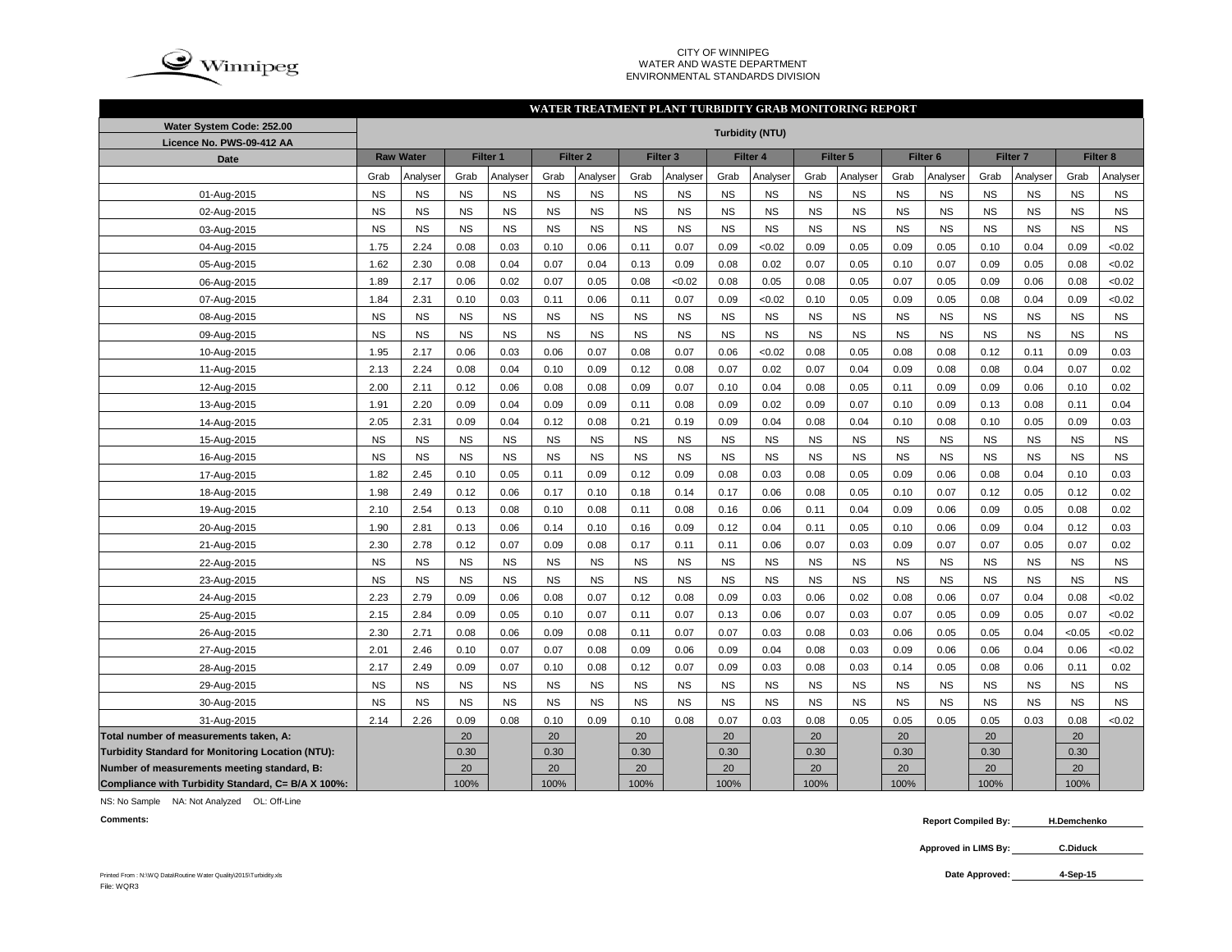CITY OF WINNIPEG
WATER AND WASTE DEPARTMENT
ENVIRONMENTAL STANDARDS DIVISION

## WATER TREATMENT PLANT TURBIDITY GRAB MONITORING REPORT

Water System Code: 252.00
Licence No. PWS-09-412 AA

| Date | Raw Water | | Filter 1 | | Filter 2 | | Filter 3 | | Filter 4 | | Filter 5 | | Filter 6 | | Filter 7 | | Filter 8 | |
|---|---|---|---|---|---|---|---|---|---|---|---|---|---|---|---|---|---|---|
| | Grab | Analyser | Grab | Analyser | Grab | Analyser | Grab | Analyser | Grab | Analyser | Grab | Analyser | Grab | Analyser | Grab | Analyser | Grab | Analyser |
| 01-Aug-2015 | NS | NS | NS | NS | NS | NS | NS | NS | NS | NS | NS | NS | NS | NS | NS | NS | NS | NS |
| 02-Aug-2015 | NS | NS | NS | NS | NS | NS | NS | NS | NS | NS | NS | NS | NS | NS | NS | NS | NS | NS |
| 03-Aug-2015 | NS | NS | NS | NS | NS | NS | NS | NS | NS | NS | NS | NS | NS | NS | NS | NS | NS | NS |
| 04-Aug-2015 | 1.75 | 2.24 | 0.08 | 0.03 | 0.10 | 0.06 | 0.11 | 0.07 | 0.09 | <0.02 | 0.09 | 0.05 | 0.09 | 0.05 | 0.10 | 0.04 | 0.09 | <0.02 |
| 05-Aug-2015 | 1.62 | 2.30 | 0.08 | 0.04 | 0.07 | 0.04 | 0.13 | 0.09 | 0.08 | 0.02 | 0.07 | 0.05 | 0.10 | 0.07 | 0.09 | 0.05 | 0.08 | <0.02 |
| 06-Aug-2015 | 1.89 | 2.17 | 0.06 | 0.02 | 0.07 | 0.05 | 0.08 | <0.02 | 0.08 | 0.05 | 0.08 | 0.05 | 0.07 | 0.05 | 0.09 | 0.06 | 0.08 | <0.02 |
| 07-Aug-2015 | 1.84 | 2.31 | 0.10 | 0.03 | 0.11 | 0.06 | 0.11 | 0.07 | 0.09 | <0.02 | 0.10 | 0.05 | 0.09 | 0.05 | 0.08 | 0.04 | 0.09 | <0.02 |
| 08-Aug-2015 | NS | NS | NS | NS | NS | NS | NS | NS | NS | NS | NS | NS | NS | NS | NS | NS | NS | NS |
| 09-Aug-2015 | NS | NS | NS | NS | NS | NS | NS | NS | NS | NS | NS | NS | NS | NS | NS | NS | NS | NS |
| 10-Aug-2015 | 1.95 | 2.17 | 0.06 | 0.03 | 0.06 | 0.07 | 0.08 | 0.07 | 0.06 | <0.02 | 0.08 | 0.05 | 0.08 | 0.08 | 0.12 | 0.11 | 0.09 | 0.03 |
| 11-Aug-2015 | 2.13 | 2.24 | 0.08 | 0.04 | 0.10 | 0.09 | 0.12 | 0.08 | 0.07 | 0.02 | 0.07 | 0.04 | 0.09 | 0.08 | 0.08 | 0.04 | 0.07 | 0.02 |
| 12-Aug-2015 | 2.00 | 2.11 | 0.12 | 0.06 | 0.08 | 0.08 | 0.09 | 0.07 | 0.10 | 0.04 | 0.08 | 0.05 | 0.11 | 0.09 | 0.09 | 0.06 | 0.10 | 0.02 |
| 13-Aug-2015 | 1.91 | 2.20 | 0.09 | 0.04 | 0.09 | 0.09 | 0.11 | 0.08 | 0.09 | 0.02 | 0.09 | 0.07 | 0.10 | 0.09 | 0.13 | 0.08 | 0.11 | 0.04 |
| 14-Aug-2015 | 2.05 | 2.31 | 0.09 | 0.04 | 0.12 | 0.08 | 0.21 | 0.19 | 0.09 | 0.04 | 0.08 | 0.04 | 0.10 | 0.08 | 0.10 | 0.05 | 0.09 | 0.03 |
| 15-Aug-2015 | NS | NS | NS | NS | NS | NS | NS | NS | NS | NS | NS | NS | NS | NS | NS | NS | NS | NS |
| 16-Aug-2015 | NS | NS | NS | NS | NS | NS | NS | NS | NS | NS | NS | NS | NS | NS | NS | NS | NS | NS |
| 17-Aug-2015 | 1.82 | 2.45 | 0.10 | 0.05 | 0.11 | 0.09 | 0.12 | 0.09 | 0.08 | 0.03 | 0.08 | 0.05 | 0.09 | 0.06 | 0.08 | 0.04 | 0.10 | 0.03 |
| 18-Aug-2015 | 1.98 | 2.49 | 0.12 | 0.06 | 0.17 | 0.10 | 0.18 | 0.14 | 0.17 | 0.06 | 0.08 | 0.05 | 0.10 | 0.07 | 0.12 | 0.05 | 0.12 | 0.02 |
| 19-Aug-2015 | 2.10 | 2.54 | 0.13 | 0.08 | 0.10 | 0.08 | 0.11 | 0.08 | 0.16 | 0.06 | 0.11 | 0.04 | 0.09 | 0.06 | 0.09 | 0.05 | 0.08 | 0.02 |
| 20-Aug-2015 | 1.90 | 2.81 | 0.13 | 0.06 | 0.14 | 0.10 | 0.16 | 0.09 | 0.12 | 0.04 | 0.11 | 0.05 | 0.10 | 0.06 | 0.09 | 0.04 | 0.12 | 0.03 |
| 21-Aug-2015 | 2.30 | 2.78 | 0.12 | 0.07 | 0.09 | 0.08 | 0.17 | 0.11 | 0.11 | 0.06 | 0.07 | 0.03 | 0.09 | 0.07 | 0.07 | 0.05 | 0.07 | 0.02 |
| 22-Aug-2015 | NS | NS | NS | NS | NS | NS | NS | NS | NS | NS | NS | NS | NS | NS | NS | NS | NS | NS |
| 23-Aug-2015 | NS | NS | NS | NS | NS | NS | NS | NS | NS | NS | NS | NS | NS | NS | NS | NS | NS | NS |
| 24-Aug-2015 | 2.23 | 2.79 | 0.09 | 0.06 | 0.08 | 0.07 | 0.12 | 0.08 | 0.09 | 0.03 | 0.06 | 0.02 | 0.08 | 0.06 | 0.07 | 0.04 | 0.08 | <0.02 |
| 25-Aug-2015 | 2.15 | 2.84 | 0.09 | 0.05 | 0.10 | 0.07 | 0.11 | 0.07 | 0.13 | 0.06 | 0.07 | 0.03 | 0.07 | 0.05 | 0.09 | 0.05 | 0.07 | <0.02 |
| 26-Aug-2015 | 2.30 | 2.71 | 0.08 | 0.06 | 0.09 | 0.08 | 0.11 | 0.07 | 0.07 | 0.03 | 0.08 | 0.03 | 0.06 | 0.05 | 0.05 | 0.04 | <0.05 | <0.02 |
| 27-Aug-2015 | 2.01 | 2.46 | 0.10 | 0.07 | 0.07 | 0.08 | 0.09 | 0.06 | 0.09 | 0.04 | 0.08 | 0.03 | 0.09 | 0.06 | 0.06 | 0.04 | 0.06 | <0.02 |
| 28-Aug-2015 | 2.17 | 2.49 | 0.09 | 0.07 | 0.10 | 0.08 | 0.12 | 0.07 | 0.09 | 0.03 | 0.08 | 0.03 | 0.14 | 0.05 | 0.08 | 0.06 | 0.11 | 0.02 |
| 29-Aug-2015 | NS | NS | NS | NS | NS | NS | NS | NS | NS | NS | NS | NS | NS | NS | NS | NS | NS | NS |
| 30-Aug-2015 | NS | NS | NS | NS | NS | NS | NS | NS | NS | NS | NS | NS | NS | NS | NS | NS | NS | NS |
| 31-Aug-2015 | 2.14 | 2.26 | 0.09 | 0.08 | 0.10 | 0.09 | 0.10 | 0.08 | 0.07 | 0.03 | 0.08 | 0.05 | 0.05 | 0.05 | 0.05 | 0.03 | 0.08 | <0.02 |
| Total number of measurements taken, A: | | | 20 | | 20 | | 20 | | 20 | | 20 | | 20 | | 20 | | 20 | |
| Turbidity Standard for Monitoring Location (NTU): | | | 0.30 | | 0.30 | | 0.30 | | 0.30 | | 0.30 | | 0.30 | | 0.30 | | 0.30 | |
| Number of measurements meeting standard, B: | | | 20 | | 20 | | 20 | | 20 | | 20 | | 20 | | 20 | | 20 | |
| Compliance with Turbidity Standard, C= B/A X 100%: | | | 100% | | 100% | | 100% | | 100% | | 100% | | 100% | | 100% | | 100% | |

Turbidity (NTU)

NS: No Sample NA: Not Analyzed OL: Off-Line

**Comments:**

**Report Compiled By:** H.Demchenko

**Approved in LIMS By:** C.Diduck

**Date Approved:** 4-Sep-15

Printed From : N:\WQ Data\Routine Water Quality\2015\Turbidity.xls
File: WQR3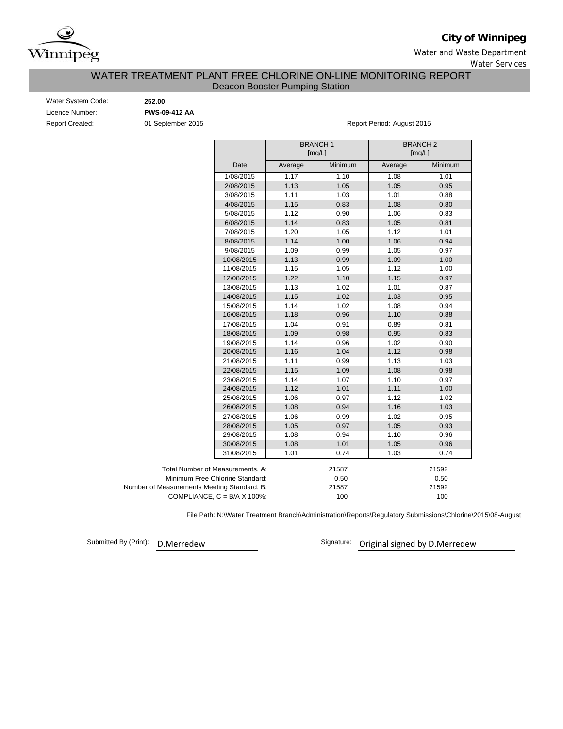**City of Winnipeg**

Water and Waste Department

Water Services

# WATER TREATMENT PLANT FREE CHLORINE ON-LINE MONITORING REPORT

## Deacon Booster Pumping Station

Water System Code: **252.00**

Licence Number: **PWS-09-412 AA**

Report Created: 01 September 2015

Report Period: August 2015

| | BRANCH 1 [mg/L] | | BRANCH 2 [mg/L] | |
|---|---|---|---|---|
| Date | Average | Minimum | Average | Minimum |
| 1/08/2015 | 1.17 | 1.10 | 1.08 | 1.01 |
| 2/08/2015 | 1.13 | 1.05 | 1.05 | 0.95 |
| 3/08/2015 | 1.11 | 1.03 | 1.01 | 0.88 |
| 4/08/2015 | 1.15 | 0.83 | 1.08 | 0.80 |
| 5/08/2015 | 1.12 | 0.90 | 1.06 | 0.83 |
| 6/08/2015 | 1.14 | 0.83 | 1.05 | 0.81 |
| 7/08/2015 | 1.20 | 1.05 | 1.12 | 1.01 |
| 8/08/2015 | 1.14 | 1.00 | 1.06 | 0.94 |
| 9/08/2015 | 1.09 | 0.99 | 1.05 | 0.97 |
| 10/08/2015 | 1.13 | 0.99 | 1.09 | 1.00 |
| 11/08/2015 | 1.15 | 1.05 | 1.12 | 1.00 |
| 12/08/2015 | 1.22 | 1.10 | 1.15 | 0.97 |
| 13/08/2015 | 1.13 | 1.02 | 1.01 | 0.87 |
| 14/08/2015 | 1.15 | 1.02 | 1.03 | 0.95 |
| 15/08/2015 | 1.14 | 1.02 | 1.08 | 0.94 |
| 16/08/2015 | 1.18 | 0.96 | 1.10 | 0.88 |
| 17/08/2015 | 1.04 | 0.91 | 0.89 | 0.81 |
| 18/08/2015 | 1.09 | 0.98 | 0.95 | 0.83 |
| 19/08/2015 | 1.14 | 0.96 | 1.02 | 0.90 |
| 20/08/2015 | 1.16 | 1.04 | 1.12 | 0.98 |
| 21/08/2015 | 1.11 | 0.99 | 1.13 | 1.03 |
| 22/08/2015 | 1.15 | 1.09 | 1.08 | 0.98 |
| 23/08/2015 | 1.14 | 1.07 | 1.10 | 0.97 |
| 24/08/2015 | 1.12 | 1.01 | 1.11 | 1.00 |
| 25/08/2015 | 1.06 | 0.97 | 1.12 | 1.02 |
| 26/08/2015 | 1.08 | 0.94 | 1.16 | 1.03 |
| 27/08/2015 | 1.06 | 0.99 | 1.02 | 0.95 |
| 28/08/2015 | 1.05 | 0.97 | 1.05 | 0.93 |
| 29/08/2015 | 1.08 | 0.94 | 1.10 | 0.96 |
| 30/08/2015 | 1.08 | 1.01 | 1.05 | 0.96 |
| 31/08/2015 | 1.01 | 0.74 | 1.03 | 0.74 |

| | Branch 1 | Branch 2 |
|---|---|---|
| Total Number of Measurements, A: | 21587 | 21592 |
| Minimum Free Chlorine Standard: | 0.50 | 0.50 |
| Number of Measurements Meeting Standard, B: | 21587 | 21592 |
| COMPLIANCE, C = B/A X 100%: | 100 | 100 |

File Path: N:\Water Treatment Branch\Administration\Reports\Regulatory Submissions\Chlorine\2015\08-August

Submitted By (Print): D.Merredew

Signature: Original signed by D.Merredew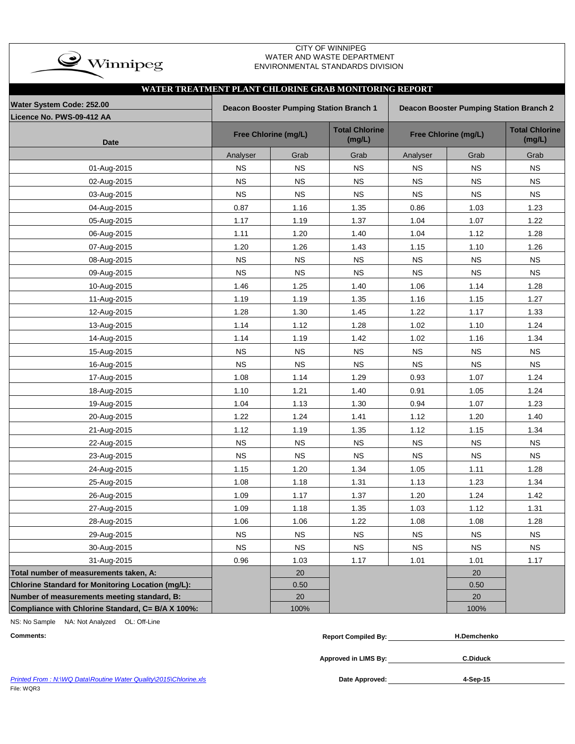CITY OF WINNIPEG
WATER AND WASTE DEPARTMENT
ENVIRONMENTAL STANDARDS DIVISION

## WATER TREATMENT PLANT CHLORINE GRAB MONITORING REPORT

**Water System Code: 252.00**
**Licence No. PWS-09-412 AA**

| Date | Deacon Booster Pumping Station Branch 1 | | | Deacon Booster Pumping Station Branch 2 | | |
|---|---|---|---|---|---|---|
| | Free Chlorine (mg/L) | | Total Chlorine (mg/L) | Free Chlorine (mg/L) | | Total Chlorine (mg/L) |
| | Analyser | Grab | Grab | Analyser | Grab | Grab |
| 01-Aug-2015 | NS | NS | NS | NS | NS | NS |
| 02-Aug-2015 | NS | NS | NS | NS | NS | NS |
| 03-Aug-2015 | NS | NS | NS | NS | NS | NS |
| 04-Aug-2015 | 0.87 | 1.16 | 1.35 | 0.86 | 1.03 | 1.23 |
| 05-Aug-2015 | 1.17 | 1.19 | 1.37 | 1.04 | 1.07 | 1.22 |
| 06-Aug-2015 | 1.11 | 1.20 | 1.40 | 1.04 | 1.12 | 1.28 |
| 07-Aug-2015 | 1.20 | 1.26 | 1.43 | 1.15 | 1.10 | 1.26 |
| 08-Aug-2015 | NS | NS | NS | NS | NS | NS |
| 09-Aug-2015 | NS | NS | NS | NS | NS | NS |
| 10-Aug-2015 | 1.46 | 1.25 | 1.40 | 1.06 | 1.14 | 1.28 |
| 11-Aug-2015 | 1.19 | 1.19 | 1.35 | 1.16 | 1.15 | 1.27 |
| 12-Aug-2015 | 1.28 | 1.30 | 1.45 | 1.22 | 1.17 | 1.33 |
| 13-Aug-2015 | 1.14 | 1.12 | 1.28 | 1.02 | 1.10 | 1.24 |
| 14-Aug-2015 | 1.14 | 1.19 | 1.42 | 1.02 | 1.16 | 1.34 |
| 15-Aug-2015 | NS | NS | NS | NS | NS | NS |
| 16-Aug-2015 | NS | NS | NS | NS | NS | NS |
| 17-Aug-2015 | 1.08 | 1.14 | 1.29 | 0.93 | 1.07 | 1.24 |
| 18-Aug-2015 | 1.10 | 1.21 | 1.40 | 0.91 | 1.05 | 1.24 |
| 19-Aug-2015 | 1.04 | 1.13 | 1.30 | 0.94 | 1.07 | 1.23 |
| 20-Aug-2015 | 1.22 | 1.24 | 1.41 | 1.12 | 1.20 | 1.40 |
| 21-Aug-2015 | 1.12 | 1.19 | 1.35 | 1.12 | 1.15 | 1.34 |
| 22-Aug-2015 | NS | NS | NS | NS | NS | NS |
| 23-Aug-2015 | NS | NS | NS | NS | NS | NS |
| 24-Aug-2015 | 1.15 | 1.20 | 1.34 | 1.05 | 1.11 | 1.28 |
| 25-Aug-2015 | 1.08 | 1.18 | 1.31 | 1.13 | 1.23 | 1.34 |
| 26-Aug-2015 | 1.09 | 1.17 | 1.37 | 1.20 | 1.24 | 1.42 |
| 27-Aug-2015 | 1.09 | 1.18 | 1.35 | 1.03 | 1.12 | 1.31 |
| 28-Aug-2015 | 1.06 | 1.06 | 1.22 | 1.08 | 1.08 | 1.28 |
| 29-Aug-2015 | NS | NS | NS | NS | NS | NS |
| 30-Aug-2015 | NS | NS | NS | NS | NS | NS |
| 31-Aug-2015 | 0.96 | 1.03 | 1.17 | 1.01 | 1.01 | 1.17 |
| **Total number of measurements taken, A:** | | 20 | | | 20 | |
| **Chlorine Standard for Monitoring Location (mg/L):** | | 0.50 | | | 0.50 | |
| **Number of measurements meeting standard, B:** | | 20 | | | 20 | |
| **Compliance with Chlorine Standard, C= B/A X 100%:** | | 100% | | | 100% | |

NS: No Sample NA: Not Analyzed OL: Off-Line

**Comments:**

**Report Compiled By:** **H.Demchenko**

**Approved in LIMS By:** **C.Diduck**

**Date Approved:** **4-Sep-15**

*Printed From : N:\WQ Data\Routine Water Quality\2015\Chlorine.xls*
File: WQR3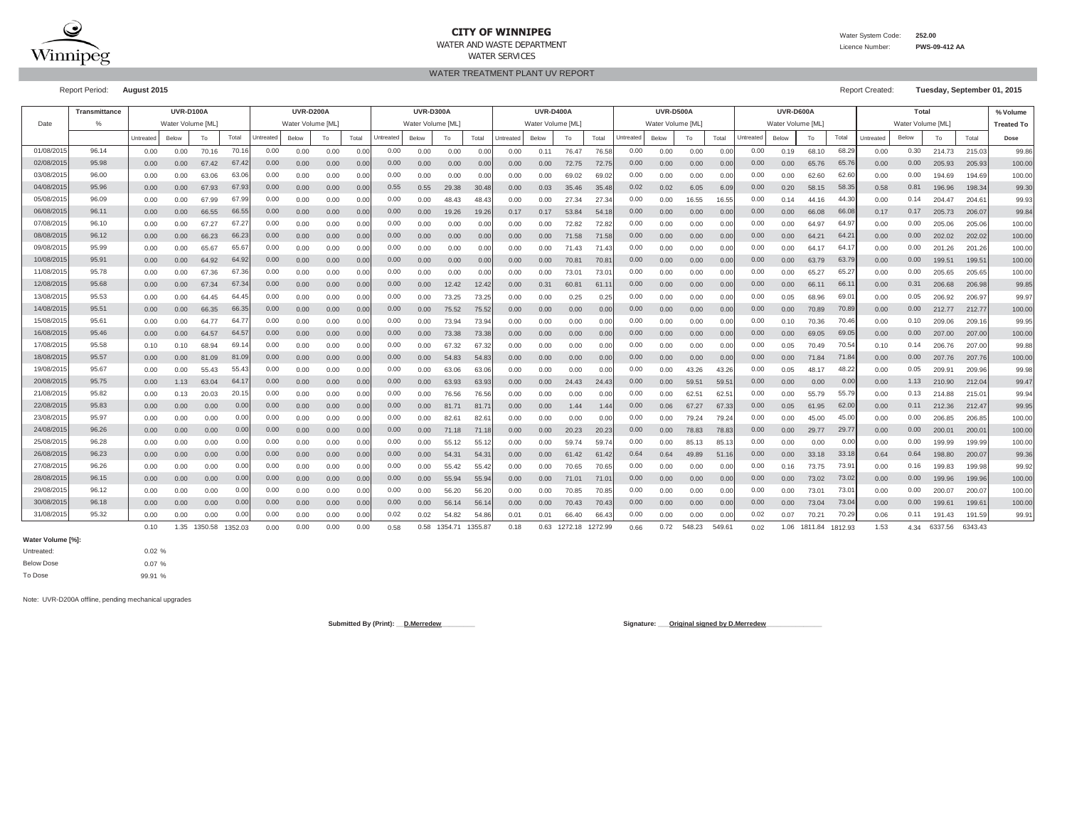**CITY OF WINNIPEG**

WATER AND WASTE DEPARTMENT

WATER SERVICES

Water System Code: **252.00**

Licence Number: **PWS-09-412 AA**

WATER TREATMENT PLANT UV REPORT

Report Period: **August 2015**

Report Created: **Tuesday, September 01, 2015**

| Date | Transmittance | UVR-D100A | | | | UVR-D200A | | | | UVR-D300A | | | | UVR-D400A | | | | UVR-D500A | | | | UVR-D600A | | | | Total | | | | % Volume |
|---|---|---|---|---|---|---|---|---|---|---|---|---|---|---|---|---|---|---|---|---|---|---|---|---|---|---|---|---|---|---|
| | % | Water Volume [ML] | | | | Water Volume [ML] | | | | Water Volume [ML] | | | | Water Volume [ML] | | | | Water Volume [ML] | | | | Water Volume [ML] | | | | Water Volume [ML] | | | | Treated To |
| | | Untreated | Below | To | Total | Untreated | Below | To | Total | Untreated | Below | To | Total | Untreated | Below | To | Total | Untreated | Below | To | Total | Untreated | Below | To | Total | Untreated | Below | To | Total | Dose |
| 01/08/2015 | 96.14 | 0.00 | 0.00 | 70.16 | 70.16 | 0.00 | 0.00 | 0.00 | 0.00 | 0.00 | 0.00 | 0.00 | 0.00 | 0.00 | 0.11 | 76.47 | 76.58 | 0.00 | 0.00 | 0.00 | 0.00 | 0.00 | 0.19 | 68.10 | 68.29 | 0.00 | 0.30 | 214.73 | 215.03 | 99.86 |
| 02/08/2015 | 95.98 | 0.00 | 0.00 | 67.42 | 67.42 | 0.00 | 0.00 | 0.00 | 0.00 | 0.00 | 0.00 | 0.00 | 0.00 | 0.00 | 0.00 | 72.75 | 72.75 | 0.00 | 0.00 | 0.00 | 0.00 | 0.00 | 0.00 | 65.76 | 65.76 | 0.00 | 0.00 | 205.93 | 205.93 | 100.00 |
| 03/08/2015 | 96.00 | 0.00 | 0.00 | 63.06 | 63.06 | 0.00 | 0.00 | 0.00 | 0.00 | 0.00 | 0.00 | 0.00 | 0.00 | 0.00 | 0.00 | 69.02 | 69.02 | 0.00 | 0.00 | 0.00 | 0.00 | 0.00 | 0.00 | 62.60 | 62.60 | 0.00 | 0.00 | 194.69 | 194.69 | 100.00 |
| 04/08/2015 | 95.96 | 0.00 | 0.00 | 67.93 | 67.93 | 0.00 | 0.00 | 0.00 | 0.00 | 0.55 | 0.55 | 29.38 | 30.48 | 0.00 | 0.03 | 35.46 | 35.48 | 0.02 | 0.02 | 6.05 | 6.09 | 0.00 | 0.20 | 58.15 | 58.35 | 0.58 | 0.81 | 196.96 | 198.34 | 99.30 |
| 05/08/2015 | 96.09 | 0.00 | 0.00 | 67.99 | 67.99 | 0.00 | 0.00 | 0.00 | 0.00 | 0.00 | 0.00 | 48.43 | 48.43 | 0.00 | 0.00 | 27.34 | 27.34 | 0.00 | 0.00 | 16.55 | 16.55 | 0.00 | 0.14 | 44.16 | 44.30 | 0.00 | 0.14 | 204.47 | 204.61 | 99.93 |
| 06/08/2015 | 96.11 | 0.00 | 0.00 | 66.55 | 66.55 | 0.00 | 0.00 | 0.00 | 0.00 | 0.00 | 0.00 | 19.26 | 19.26 | 0.17 | 0.17 | 53.84 | 54.18 | 0.00 | 0.00 | 0.00 | 0.00 | 0.00 | 0.00 | 66.08 | 66.08 | 0.17 | 0.17 | 205.73 | 206.07 | 99.84 |
| 07/08/2015 | 96.10 | 0.00 | 0.00 | 67.27 | 67.27 | 0.00 | 0.00 | 0.00 | 0.00 | 0.00 | 0.00 | 0.00 | 0.00 | 0.00 | 0.00 | 72.82 | 72.82 | 0.00 | 0.00 | 0.00 | 0.00 | 0.00 | 0.00 | 64.97 | 64.97 | 0.00 | 0.00 | 205.06 | 205.06 | 100.00 |
| 08/08/2015 | 96.12 | 0.00 | 0.00 | 66.23 | 66.23 | 0.00 | 0.00 | 0.00 | 0.00 | 0.00 | 0.00 | 0.00 | 0.00 | 0.00 | 0.00 | 71.58 | 71.58 | 0.00 | 0.00 | 0.00 | 0.00 | 0.00 | 0.00 | 64.21 | 64.21 | 0.00 | 0.00 | 202.02 | 202.02 | 100.00 |
| 09/08/2015 | 95.99 | 0.00 | 0.00 | 65.67 | 65.67 | 0.00 | 0.00 | 0.00 | 0.00 | 0.00 | 0.00 | 0.00 | 0.00 | 0.00 | 0.00 | 71.43 | 71.43 | 0.00 | 0.00 | 0.00 | 0.00 | 0.00 | 0.00 | 64.17 | 64.17 | 0.00 | 0.00 | 201.26 | 201.26 | 100.00 |
| 10/08/2015 | 95.91 | 0.00 | 0.00 | 64.92 | 64.92 | 0.00 | 0.00 | 0.00 | 0.00 | 0.00 | 0.00 | 0.00 | 0.00 | 0.00 | 0.00 | 70.81 | 70.81 | 0.00 | 0.00 | 0.00 | 0.00 | 0.00 | 0.00 | 63.79 | 63.79 | 0.00 | 0.00 | 199.51 | 199.51 | 100.00 |
| 11/08/2015 | 95.78 | 0.00 | 0.00 | 67.36 | 67.36 | 0.00 | 0.00 | 0.00 | 0.00 | 0.00 | 0.00 | 0.00 | 0.00 | 0.00 | 0.00 | 73.01 | 73.01 | 0.00 | 0.00 | 0.00 | 0.00 | 0.00 | 0.00 | 65.27 | 65.27 | 0.00 | 0.00 | 205.65 | 205.65 | 100.00 |
| 12/08/2015 | 95.68 | 0.00 | 0.00 | 67.34 | 67.34 | 0.00 | 0.00 | 0.00 | 0.00 | 0.00 | 0.00 | 12.42 | 12.42 | 0.00 | 0.31 | 60.81 | 61.11 | 0.00 | 0.00 | 0.00 | 0.00 | 0.00 | 0.00 | 66.11 | 66.11 | 0.00 | 0.31 | 206.68 | 206.98 | 99.85 |
| 13/08/2015 | 95.53 | 0.00 | 0.00 | 64.45 | 64.45 | 0.00 | 0.00 | 0.00 | 0.00 | 0.00 | 0.00 | 73.25 | 73.25 | 0.00 | 0.00 | 0.25 | 0.25 | 0.00 | 0.00 | 0.00 | 0.00 | 0.00 | 0.05 | 68.96 | 69.01 | 0.00 | 0.05 | 206.92 | 206.97 | 99.97 |
| 14/08/2015 | 95.51 | 0.00 | 0.00 | 66.35 | 66.35 | 0.00 | 0.00 | 0.00 | 0.00 | 0.00 | 0.00 | 75.52 | 75.52 | 0.00 | 0.00 | 0.00 | 0.00 | 0.00 | 0.00 | 0.00 | 0.00 | 0.00 | 0.00 | 70.89 | 70.89 | 0.00 | 0.00 | 212.77 | 212.77 | 100.00 |
| 15/08/2015 | 95.61 | 0.00 | 0.00 | 64.77 | 64.77 | 0.00 | 0.00 | 0.00 | 0.00 | 0.00 | 0.00 | 73.94 | 73.94 | 0.00 | 0.00 | 0.00 | 0.00 | 0.00 | 0.00 | 0.00 | 0.00 | 0.00 | 0.10 | 70.36 | 70.46 | 0.00 | 0.10 | 209.06 | 209.16 | 99.95 |
| 16/08/2015 | 95.46 | 0.00 | 0.00 | 64.57 | 64.57 | 0.00 | 0.00 | 0.00 | 0.00 | 0.00 | 0.00 | 73.38 | 73.38 | 0.00 | 0.00 | 0.00 | 0.00 | 0.00 | 0.00 | 0.00 | 0.00 | 0.00 | 0.00 | 69.05 | 69.05 | 0.00 | 0.00 | 207.00 | 207.00 | 100.00 |
| 17/08/2015 | 95.58 | 0.10 | 0.10 | 68.94 | 69.14 | 0.00 | 0.00 | 0.00 | 0.00 | 0.00 | 0.00 | 67.32 | 67.32 | 0.00 | 0.00 | 0.00 | 0.00 | 0.00 | 0.00 | 0.00 | 0.00 | 0.00 | 0.05 | 70.49 | 70.54 | 0.10 | 0.14 | 206.76 | 207.00 | 99.88 |
| 18/08/2015 | 95.57 | 0.00 | 0.00 | 81.09 | 81.09 | 0.00 | 0.00 | 0.00 | 0.00 | 0.00 | 0.00 | 54.83 | 54.83 | 0.00 | 0.00 | 0.00 | 0.00 | 0.00 | 0.00 | 0.00 | 0.00 | 0.00 | 0.00 | 71.84 | 71.84 | 0.00 | 0.00 | 207.76 | 207.76 | 100.00 |
| 19/08/2015 | 95.67 | 0.00 | 0.00 | 55.43 | 55.43 | 0.00 | 0.00 | 0.00 | 0.00 | 0.00 | 0.00 | 63.06 | 63.06 | 0.00 | 0.00 | 0.00 | 0.00 | 0.00 | 0.00 | 43.26 | 43.26 | 0.00 | 0.05 | 48.17 | 48.22 | 0.00 | 0.05 | 209.91 | 209.96 | 99.98 |
| 20/08/2015 | 95.75 | 0.00 | 1.13 | 63.04 | 64.17 | 0.00 | 0.00 | 0.00 | 0.00 | 0.00 | 0.00 | 63.93 | 63.93 | 0.00 | 0.00 | 24.43 | 24.43 | 0.00 | 0.00 | 59.51 | 59.51 | 0.00 | 0.00 | 0.00 | 0.00 | 0.00 | 1.13 | 210.90 | 212.04 | 99.47 |
| 21/08/2015 | 95.82 | 0.00 | 0.13 | 20.03 | 20.15 | 0.00 | 0.00 | 0.00 | 0.00 | 0.00 | 0.00 | 76.56 | 76.56 | 0.00 | 0.00 | 0.00 | 0.00 | 0.00 | 0.00 | 62.51 | 62.51 | 0.00 | 0.00 | 55.79 | 55.79 | 0.00 | 0.13 | 214.88 | 215.01 | 99.94 |
| 22/08/2015 | 95.83 | 0.00 | 0.00 | 0.00 | 0.00 | 0.00 | 0.00 | 0.00 | 0.00 | 0.00 | 0.00 | 81.71 | 81.71 | 0.00 | 0.00 | 1.44 | 1.44 | 0.00 | 0.06 | 67.27 | 67.33 | 0.00 | 0.05 | 61.95 | 62.00 | 0.00 | 0.11 | 212.36 | 212.47 | 99.95 |
| 23/08/2015 | 95.97 | 0.00 | 0.00 | 0.00 | 0.00 | 0.00 | 0.00 | 0.00 | 0.00 | 0.00 | 0.00 | 82.61 | 82.61 | 0.00 | 0.00 | 0.00 | 0.00 | 0.00 | 0.00 | 79.24 | 79.24 | 0.00 | 0.00 | 45.00 | 45.00 | 0.00 | 0.00 | 206.85 | 206.85 | 100.00 |
| 24/08/2015 | 96.26 | 0.00 | 0.00 | 0.00 | 0.00 | 0.00 | 0.00 | 0.00 | 0.00 | 0.00 | 0.00 | 71.18 | 71.18 | 0.00 | 0.00 | 20.23 | 20.23 | 0.00 | 0.00 | 78.83 | 78.83 | 0.00 | 0.00 | 29.77 | 29.77 | 0.00 | 0.00 | 200.01 | 200.01 | 100.00 |
| 25/08/2015 | 96.28 | 0.00 | 0.00 | 0.00 | 0.00 | 0.00 | 0.00 | 0.00 | 0.00 | 0.00 | 0.00 | 55.12 | 55.12 | 0.00 | 0.00 | 59.74 | 59.74 | 0.00 | 0.00 | 85.13 | 85.13 | 0.00 | 0.00 | 0.00 | 0.00 | 0.00 | 0.00 | 199.99 | 199.99 | 100.00 |
| 26/08/2015 | 96.23 | 0.00 | 0.00 | 0.00 | 0.00 | 0.00 | 0.00 | 0.00 | 0.00 | 0.00 | 0.00 | 54.31 | 54.31 | 0.00 | 0.00 | 61.42 | 61.42 | 0.64 | 0.64 | 49.89 | 51.16 | 0.00 | 0.00 | 33.18 | 33.18 | 0.64 | 0.64 | 198.80 | 200.07 | 99.36 |
| 27/08/2015 | 96.26 | 0.00 | 0.00 | 0.00 | 0.00 | 0.00 | 0.00 | 0.00 | 0.00 | 0.00 | 0.00 | 55.42 | 55.42 | 0.00 | 0.00 | 70.65 | 70.65 | 0.00 | 0.00 | 0.00 | 0.00 | 0.00 | 0.16 | 73.75 | 73.91 | 0.00 | 0.16 | 199.83 | 199.98 | 99.92 |
| 28/08/2015 | 96.15 | 0.00 | 0.00 | 0.00 | 0.00 | 0.00 | 0.00 | 0.00 | 0.00 | 0.00 | 0.00 | 55.94 | 55.94 | 0.00 | 0.00 | 71.01 | 71.01 | 0.00 | 0.00 | 0.00 | 0.00 | 0.00 | 0.00 | 73.02 | 73.02 | 0.00 | 0.00 | 199.96 | 199.96 | 100.00 |
| 29/08/2015 | 96.12 | 0.00 | 0.00 | 0.00 | 0.00 | 0.00 | 0.00 | 0.00 | 0.00 | 0.00 | 0.00 | 56.20 | 56.20 | 0.00 | 0.00 | 70.85 | 70.85 | 0.00 | 0.00 | 0.00 | 0.00 | 0.00 | 0.00 | 73.01 | 73.01 | 0.00 | 0.00 | 200.07 | 200.07 | 100.00 |
| 30/08/2015 | 96.18 | 0.00 | 0.00 | 0.00 | 0.00 | 0.00 | 0.00 | 0.00 | 0.00 | 0.00 | 0.00 | 56.14 | 56.14 | 0.00 | 0.00 | 70.43 | 70.43 | 0.00 | 0.00 | 0.00 | 0.00 | 0.00 | 0.00 | 73.04 | 73.04 | 0.00 | 0.00 | 199.61 | 199.61 | 100.00 |
| 31/08/2015 | 95.32 | 0.00 | 0.00 | 0.00 | 0.00 | 0.00 | 0.00 | 0.00 | 0.00 | 0.02 | 0.02 | 54.82 | 54.86 | 0.01 | 0.01 | 66.40 | 66.43 | 0.00 | 0.00 | 0.00 | 0.00 | 0.02 | 0.07 | 70.21 | 70.29 | 0.06 | 0.11 | 191.43 | 191.59 | 99.91 |
| | | 0.10 | 1.35 | 1350.58 | 1352.03 | 0.00 | 0.00 | 0.00 | 0.00 | 0.58 | 0.58 | 1354.71 | 1355.87 | 0.18 | 0.63 | 1272.18 | 1272.99 | 0.66 | 0.72 | 548.23 | 549.61 | 0.02 | 1.06 | 1811.84 | 1812.93 | 1.53 | 4.34 | 6337.56 | 6343.43 | |

**Water Volume [%]:**

| | |
|---|---|
| Untreated: | 0.02 % |
| Below Dose | 0.07 % |
| To Dose | 99.91 % |

Note: UVR-D200A offline, pending mechanical upgrades

**Submitted By (Print):** __D.Merredew__________

**Signature:** ___Original signed by D.Merredew________________